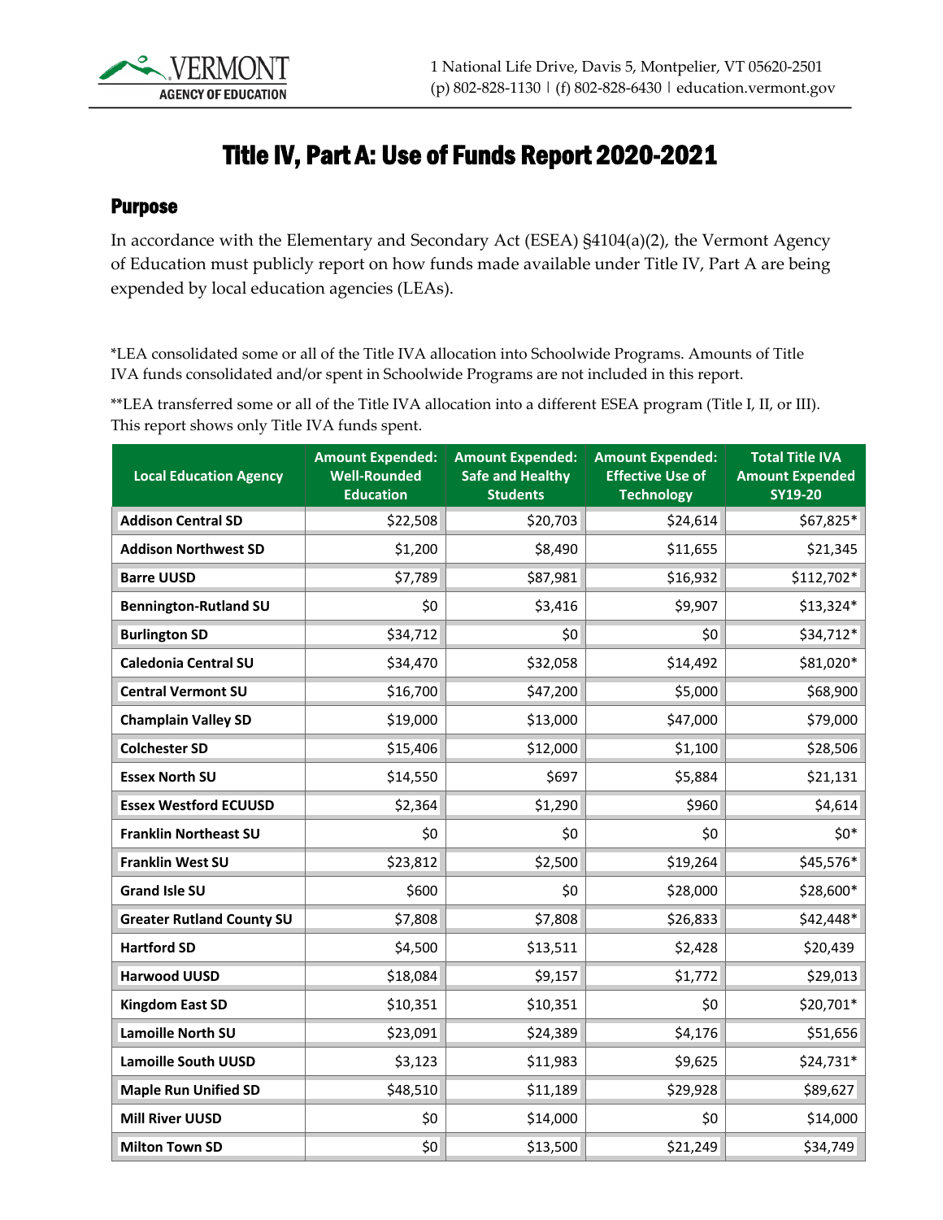# Title IV, Part A: Use of Funds Report 2020-2021

## Purpose

In accordance with the Elementary and Secondary Act (ESEA) §4104(a)(2), the Vermont Agency of Education must publicly report on how funds made available under Title IV, Part A are being expended by local education agencies (LEAs).

*LEA consolidated some or all of the Title IVA allocation into Schoolwide Programs. Amounts of Title IVA funds consolidated and/or spent in Schoolwide Programs are not included in this report.

**LEA transferred some or all of the Title IVA allocation into a different ESEA program (Title I, II, or III). This report shows only Title IVA funds spent.

| Local Education Agency | Amount Expended: Well-Rounded Education | Amount Expended: Safe and Healthy Students | Amount Expended: Effective Use of Technology | Total Title IVA Amount Expended SY19-20 |
|---|---|---|---|---|
| **Addison Central SD** | $22,508 | $20,703 | $24,614 | $67,825* |
| **Addison Northwest SD** | $1,200 | $8,490 | $11,655 | $21,345 |
| **Barre UUSD** | $7,789 | $87,981 | $16,932 | $112,702* |
| **Bennington-Rutland SU** | $0 | $3,416 | $9,907 | $13,324* |
| **Burlington SD** | $34,712 | $0 | $0 | $34,712* |
| **Caledonia Central SU** | $34,470 | $32,058 | $14,492 | $81,020* |
| **Central Vermont SU** | $16,700 | $47,200 | $5,000 | $68,900 |
| **Champlain Valley SD** | $19,000 | $13,000 | $47,000 | $79,000 |
| **Colchester SD** | $15,406 | $12,000 | $1,100 | $28,506 |
| **Essex North SU** | $14,550 | $697 | $5,884 | $21,131 |
| **Essex Westford ECUUSD** | $2,364 | $1,290 | $960 | $4,614 |
| **Franklin Northeast SU** | $0 | $0 | $0 | $0* |
| **Franklin West SU** | $23,812 | $2,500 | $19,264 | $45,576* |
| **Grand Isle SU** | $600 | $0 | $28,000 | $28,600* |
| **Greater Rutland County SU** | $7,808 | $7,808 | $26,833 | $42,448* |
| **Hartford SD** | $4,500 | $13,511 | $2,428 | $20,439 |
| **Harwood UUSD** | $18,084 | $9,157 | $1,772 | $29,013 |
| **Kingdom East SD** | $10,351 | $10,351 | $0 | $20,701* |
| **Lamoille North SU** | $23,091 | $24,389 | $4,176 | $51,656 |
| **Lamoille South UUSD** | $3,123 | $11,983 | $9,625 | $24,731* |
| **Maple Run Unified SD** | $48,510 | $11,189 | $29,928 | $89,627 |
| **Mill River UUSD** | $0 | $14,000 | $0 | $14,000 |
| **Milton Town SD** | $0 | $13,500 | $21,249 | $34,749 |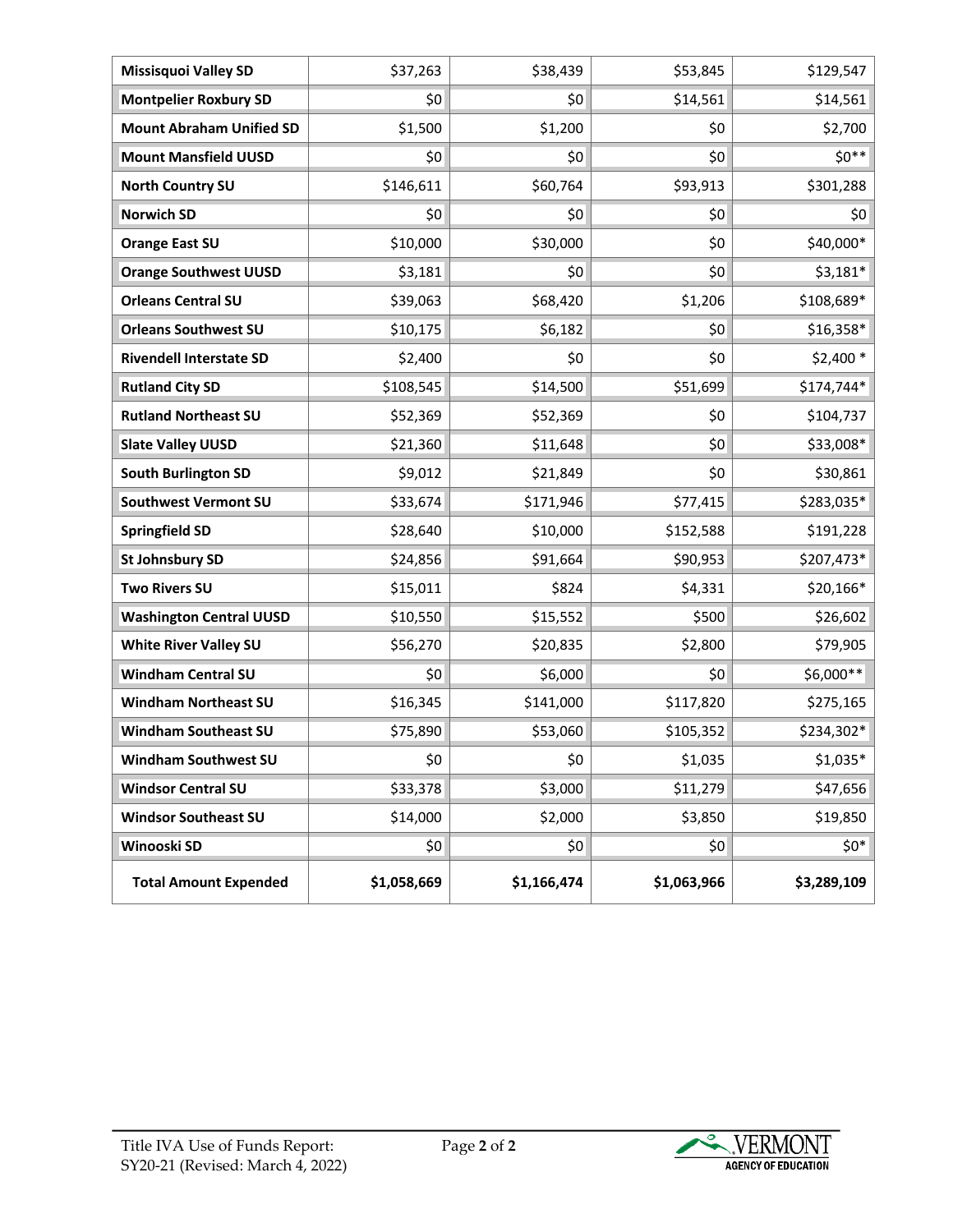| | | | | |
|---|---|---|---|---|
| **Missisquoi Valley SD** | $37,263 | $38,439 | $53,845 | $129,547 |
| **Montpelier Roxbury SD** | $0 | $0 | $14,561 | $14,561 |
| **Mount Abraham Unified SD** | $1,500 | $1,200 | $0 | $2,700 |
| **Mount Mansfield UUSD** | $0 | $0 | $0 | $0** |
| **North Country SU** | $146,611 | $60,764 | $93,913 | $301,288 |
| **Norwich SD** | $0 | $0 | $0 | $0 |
| **Orange East SU** | $10,000 | $30,000 | $0 | $40,000* |
| **Orange Southwest UUSD** | $3,181 | $0 | $0 | $3,181* |
| **Orleans Central SU** | $39,063 | $68,420 | $1,206 | $108,689* |
| **Orleans Southwest SU** | $10,175 | $6,182 | $0 | $16,358* |
| **Rivendell Interstate SD** | $2,400 | $0 | $0 | $2,400 * |
| **Rutland City SD** | $108,545 | $14,500 | $51,699 | $174,744* |
| **Rutland Northeast SU** | $52,369 | $52,369 | $0 | $104,737 |
| **Slate Valley UUSD** | $21,360 | $11,648 | $0 | $33,008* |
| **South Burlington SD** | $9,012 | $21,849 | $0 | $30,861 |
| **Southwest Vermont SU** | $33,674 | $171,946 | $77,415 | $283,035* |
| **Springfield SD** | $28,640 | $10,000 | $152,588 | $191,228 |
| **St Johnsbury SD** | $24,856 | $91,664 | $90,953 | $207,473* |
| **Two Rivers SU** | $15,011 | $824 | $4,331 | $20,166* |
| **Washington Central UUSD** | $10,550 | $15,552 | $500 | $26,602 |
| **White River Valley SU** | $56,270 | $20,835 | $2,800 | $79,905 |
| **Windham Central SU** | $0 | $6,000 | $0 | $6,000** |
| **Windham Northeast SU** | $16,345 | $141,000 | $117,820 | $275,165 |
| **Windham Southeast SU** | $75,890 | $53,060 | $105,352 | $234,302* |
| **Windham Southwest SU** | $0 | $0 | $1,035 | $1,035* |
| **Windsor Central SU** | $33,378 | $3,000 | $11,279 | $47,656 |
| **Windsor Southeast SU** | $14,000 | $2,000 | $3,850 | $19,850 |
| **Winooski SD** | $0 | $0 | $0 | $0* |
| **Total Amount Expended** | **$1,058,669** | **$1,166,474** | **$1,063,966** | **$3,289,109** |